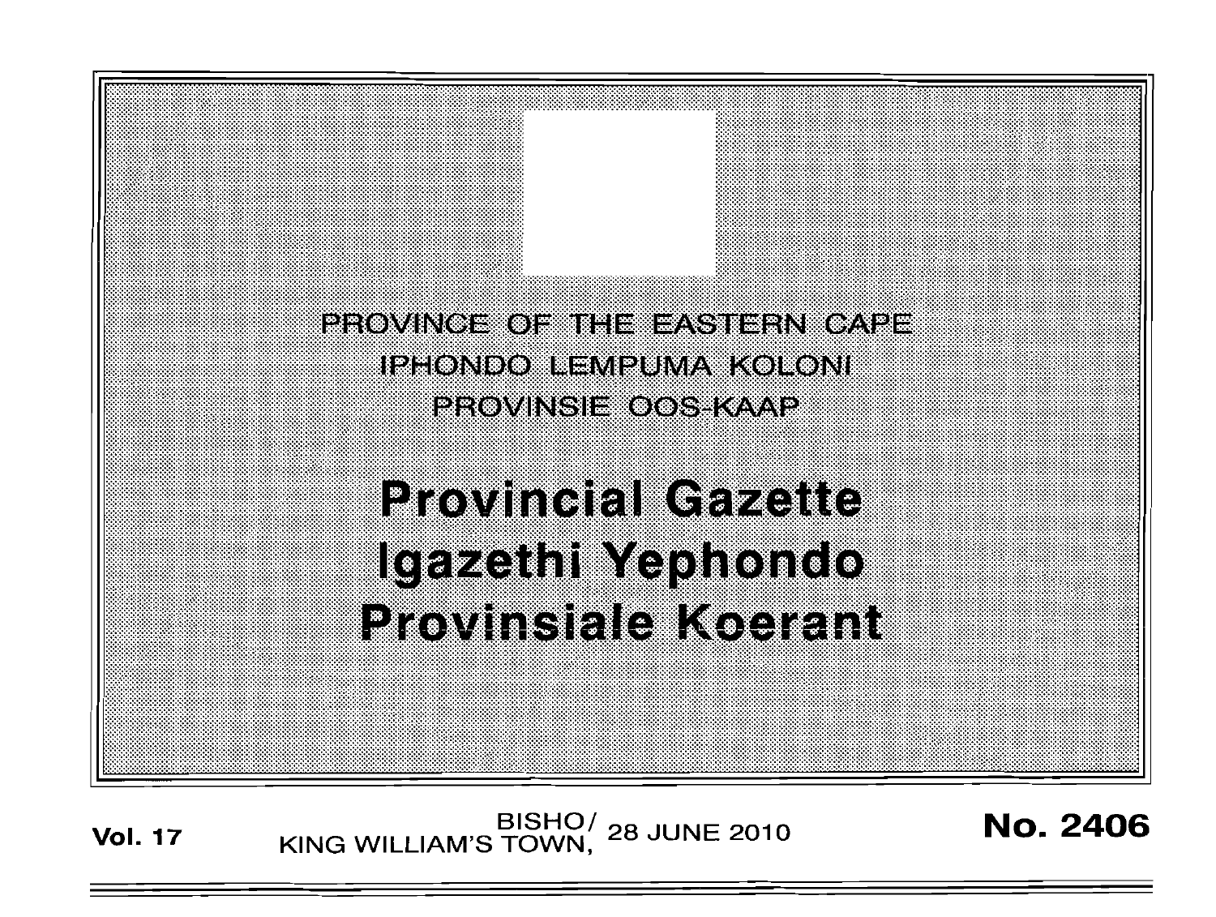PROVINCE OF THE EASTERN CAPE

IPHONDO LEMPUMA KOLONI

PROVINSIE OOS-KAAP

# Provincial Gazette
# Igazethi Yephondo
# Provinsiale Koerant

**Vol. 17** BISHO/ KING WILLIAM'S TOWN, 28 JUNE 2010 **No. 2406**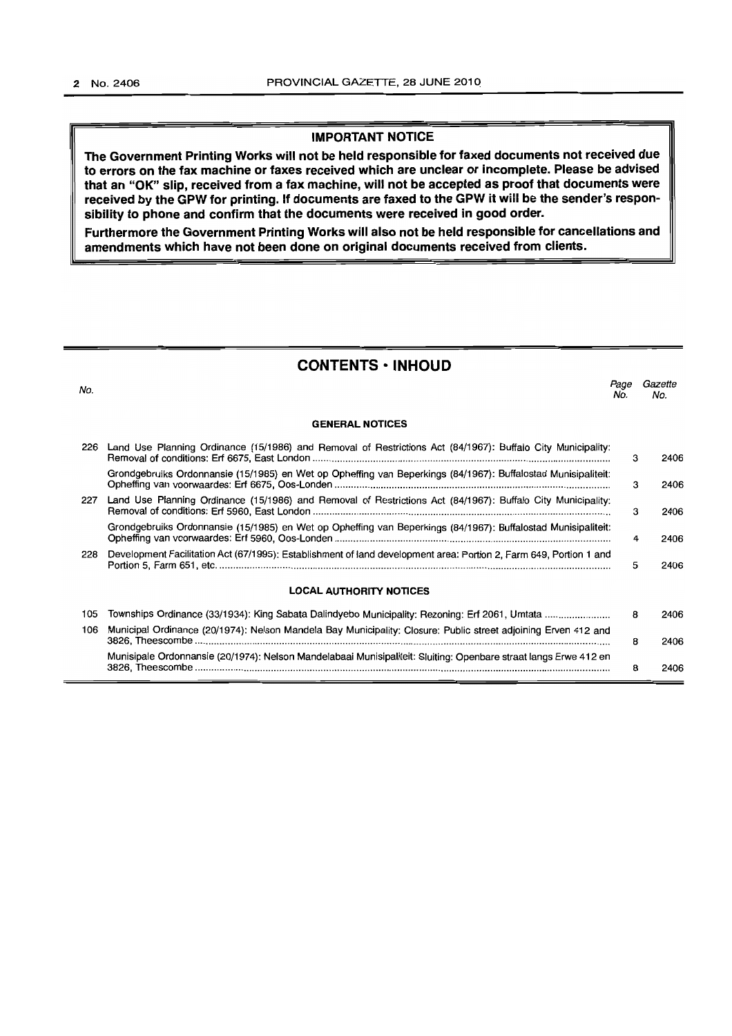**IMPORTANT NOTICE**

**The Government Printing Works will not be held responsible for faxed documents not received due to errors on the fax machine or faxes received which are unclear or incomplete. Please be advised that an "OK" slip, received from a fax machine, will not be accepted as proof that documents were received by the GPW for printing. If documents are faxed to the GPW it will be the sender's responsibility to phone and confirm that the documents were received in good order.**

**Furthermore the Government Printing Works will also not be held responsible for cancellations and amendments which have not been done on original documents received from clients.**

## CONTENTS · INHOUD

| No. | | *Page No.* | *Gazette No.* |
|---|---|---|---|
| | **GENERAL NOTICES** | | |
| 226 | Land Use Planning Ordinance (15/1986) and Removal of Restrictions Act (84/1967): Buffalo City Municipality: Removal of conditions: Erf 6675, East London | 3 | 2406 |
| | Grondgebruiks Ordonnansie (15/1985) en Wet op Opheffing van Beperkings (84/1967): Buffalostad Munisipaliteit: Opheffing van voorwaardes: Erf 6675, Oos-Londen | 3 | 2406 |
| 227 | Land Use Planning Ordinance (15/1986) and Removal of Restrictions Act (84/1967): Buffalo City Municipality: Removal of conditions: Erf 5960, East London | 3 | 2406 |
| | Grondgebruiks Ordonnansie (15/1985) en Wet op Opheffing van Beperkings (84/1967): Buffalostad Munisipaliteit: Opheffing van voorwaardes: Erf 5960, Oos-Londen | 4 | 2406 |
| 228 | Development Facilitation Act (67/1995): Establishment of land development area: Portion 2, Farm 649, Portion 1 and Portion 5, Farm 651, etc. | 5 | 2406 |
| | **LOCAL AUTHORITY NOTICES** | | |
| 105 | Townships Ordinance (33/1934): King Sabata Dalindyebo Municipality: Rezoning: Erf 2061, Umtata | 8 | 2406 |
| 106 | Municipal Ordinance (20/1974): Nelson Mandela Bay Municipality: Closure: Public street adjoining Erven 412 and 3826, Theescombe | 8 | 2406 |
| | Munisipale Ordonnansie (20/1974): Nelson Mandelabaai Munisipaliteit: Sluiting: Openbare straat langs Erwe 412 en 3826, Theescombe | 8 | 2406 |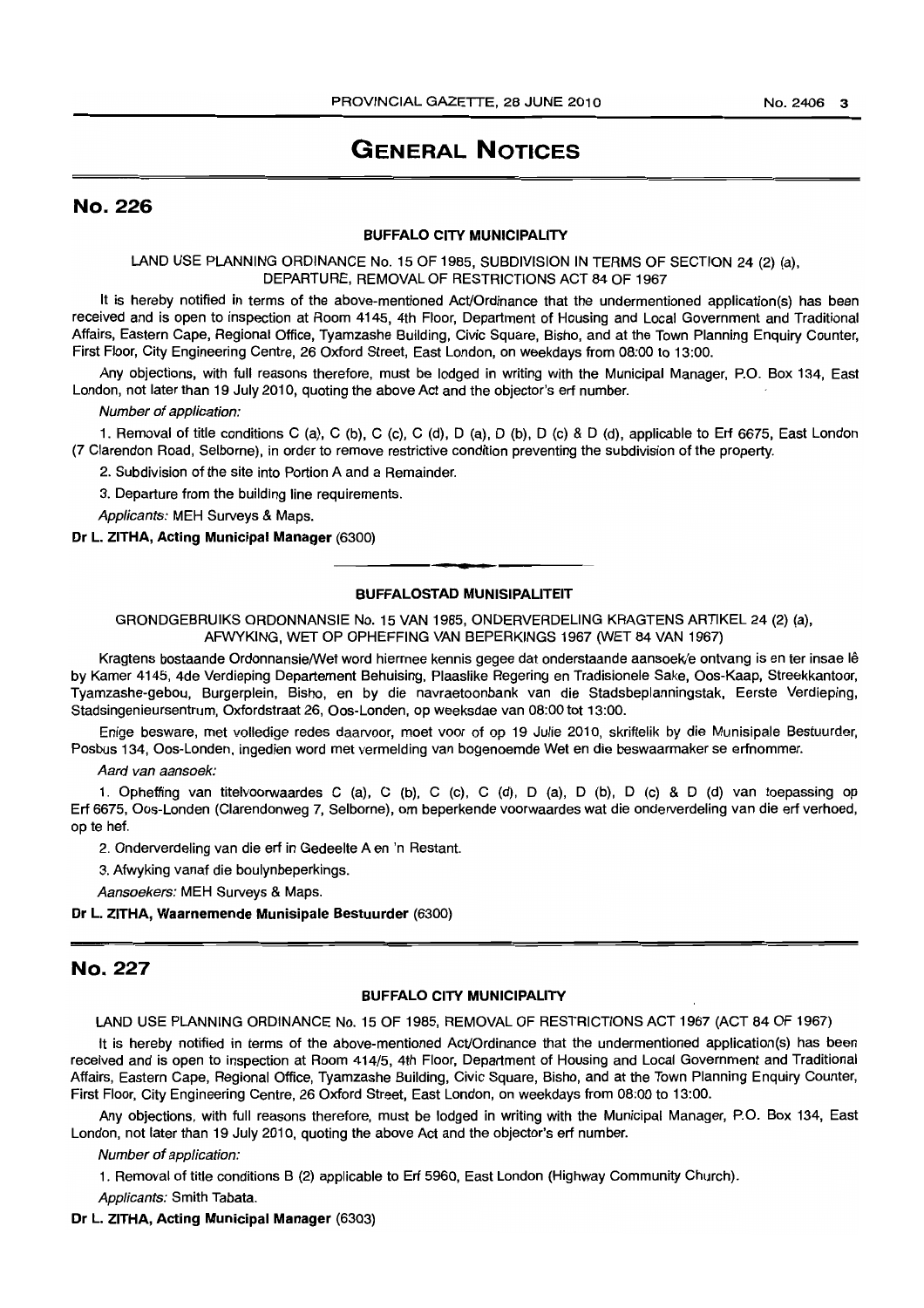# GENERAL NOTICES

## No. 226

### BUFFALO CITY MUNICIPALITY

LAND USE PLANNING ORDINANCE No. 15 OF 1985, SUBDIVISION IN TERMS OF SECTION 24 (2) (a), DEPARTURE, REMOVAL OF RESTRICTIONS ACT 84 OF 1967

It is hereby notified in terms of the above-mentioned Act/Ordinance that the undermentioned application(s) has been received and is open to inspection at Room 4145, 4th Floor, Department of Housing and Local Government and Traditional Affairs, Eastern Cape, Regional Office, Tyamzashe Building, Civic Square, Bisho, and at the Town Planning Enquiry Counter, First Floor, City Engineering Centre, 26 Oxford Street, East London, on weekdays from 08:00 to 13:00.

Any objections, with full reasons therefore, must be lodged in writing with the Municipal Manager, P.O. Box 134, East London, not later than 19 July 2010, quoting the above Act and the objector's erf number.

*Number of application:*

1. Removal of title conditions C (a), C (b), C (c), C (d), D (a), D (b), D (c) & D (d), applicable to Erf 6675, East London (7 Clarendon Road, Selborne), in order to remove restrictive condition preventing the subdivision of the property.

2. Subdivision of the site into Portion A and a Remainder.

3. Departure from the building line requirements.

*Applicants:* MEH Surveys & Maps.

**Dr L. ZITHA, Acting Municipal Manager** (6300)

---

### BUFFALOSTAD MUNISIPALITEIT

GRONDGEBRUIKS ORDONNANSIE No. 15 VAN 1985, ONDERVERDELING KRAGTENS ARTIKEL 24 (2) (a), AFWYKING, WET OP OPHEFFING VAN BEPERKINGS 1967 (WET 84 VAN 1967)

Kragtens bostaande Ordonnansie/Wet word hiermee kennis gegee dat onderstaande aansoek/e ontvang is en ter insae lê by Kamer 4145, 4de Verdieping Departement Behuising, Plaaslike Regering en Tradisionele Sake, Oos-Kaap, Streekkantoor, Tyamzashe-gebou, Burgerplein, Bisho, en by die navraetoonbank van die Stadsbeplanningstak, Eerste Verdieping, Stadsingenieursentrum, Oxfordstraat 26, Oos-Londen, op weeksdae van 08:00 tot 13:00.

Enige besware, met volledige redes daarvoor, moet voor of op 19 Julie 2010, skriftelik by die Munisipale Bestuurder, Posbus 134, Oos-Londen, ingedien word met vermelding van bogenoemde Wet en die beswaarmaker se erfnommer.

*Aard van aansoek:*

1. Opheffing van titelvoorwaardes C (a), C (b), C (c), C (d), D (a), D (b), D (c) & D (d) van toepassing op Erf 6675, Oos-Londen (Clarendonweg 7, Selborne), om beperkende voorwaardes wat die onderverdeling van die erf verhoed, op te hef.

2. Onderverdeling van die erf in Gedeelte A en 'n Restant.

3. Afwyking vanaf die boulynbeperkings.

*Aansoekers:* MEH Surveys & Maps.

**Dr L. ZITHA, Waarnemende Munisipale Bestuurder** (6300)

## No. 227

### BUFFALO CITY MUNICIPALITY

LAND USE PLANNING ORDINANCE No. 15 OF 1985, REMOVAL OF RESTRICTIONS ACT 1967 (ACT 84 OF 1967)

It is hereby notified in terms of the above-mentioned Act/Ordinance that the undermentioned application(s) has been received and is open to inspection at Room 414/5, 4th Floor, Department of Housing and Local Government and Traditional Affairs, Eastern Cape, Regional Office, Tyamzashe Building, Civic Square, Bisho, and at the Town Planning Enquiry Counter, First Floor, City Engineering Centre, 26 Oxford Street, East London, on weekdays from 08:00 to 13:00.

Any objections, with full reasons therefore, must be lodged in writing with the Municipal Manager, P.O. Box 134, East London, not later than 19 July 2010, quoting the above Act and the objector's erf number.

*Number of application:*

1. Removal of title conditions B (2) applicable to Erf 5960, East London (Highway Community Church).

*Applicants:* Smith Tabata.

**Dr L. ZITHA, Acting Municipal Manager** (6303)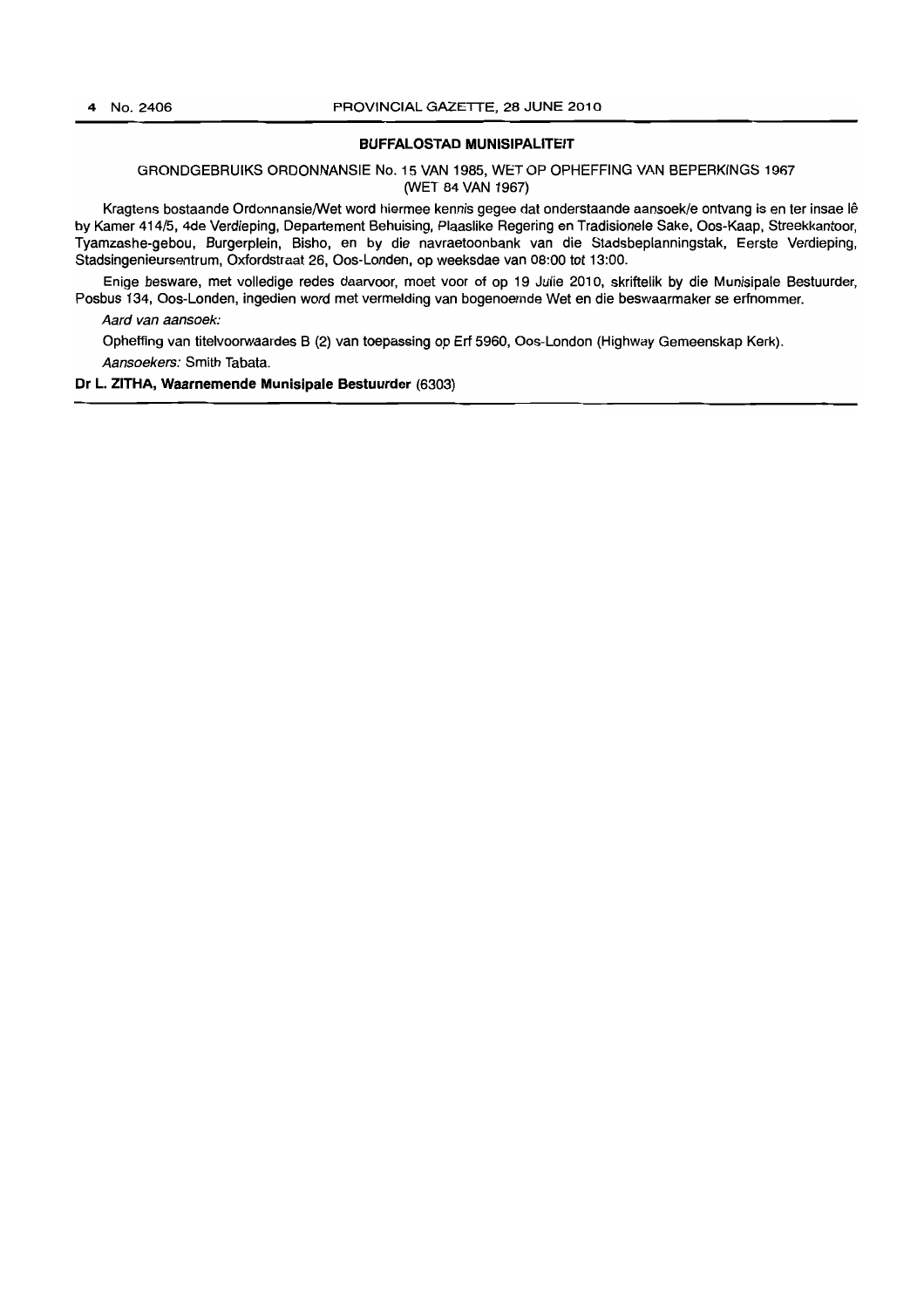## BUFFALOSTAD MUNISIPALITEIT

GRONDGEBRUIKS ORDONNANSIE No. 15 VAN 1985, WET OP OPHEFFING VAN BEPERKINGS 1967 (WET 84 VAN 1967)

Kragtens bostaande Ordonnansie/Wet word hiermee kennis gegee dat onderstaande aansoek/e ontvang is en ter insae lê by Kamer 414/5, 4de Verdieping, Departement Behuising, Plaaslike Regering en Tradisionele Sake, Oos-Kaap, Streekkantoor, Tyamzashe-gebou, Burgerplein, Bisho, en by die navraetoonbank van die Stadsbeplanningstak, Eerste Verdieping, Stadsingenieursentrum, Oxfordstraat 26, Oos-Londen, op weeksdae van 08:00 tot 13:00.

Enige besware, met volledige redes daarvoor, moet voor of op 19 Julie 2010, skriftelik by die Munisipale Bestuurder, Posbus 134, Oos-Londen, ingedien word met vermelding van bogenoemde Wet en die beswaarmaker se erfnommer.

*Aard van aansoek:*

Opheffing van titelvoorwaardes B (2) van toepassing op Erf 5960, Oos-London (Highway Gemeenskap Kerk).

*Aansoekers:* Smith Tabata.

**Dr L. ZITHA, Waarnemende Munisipale Bestuurder** (6303)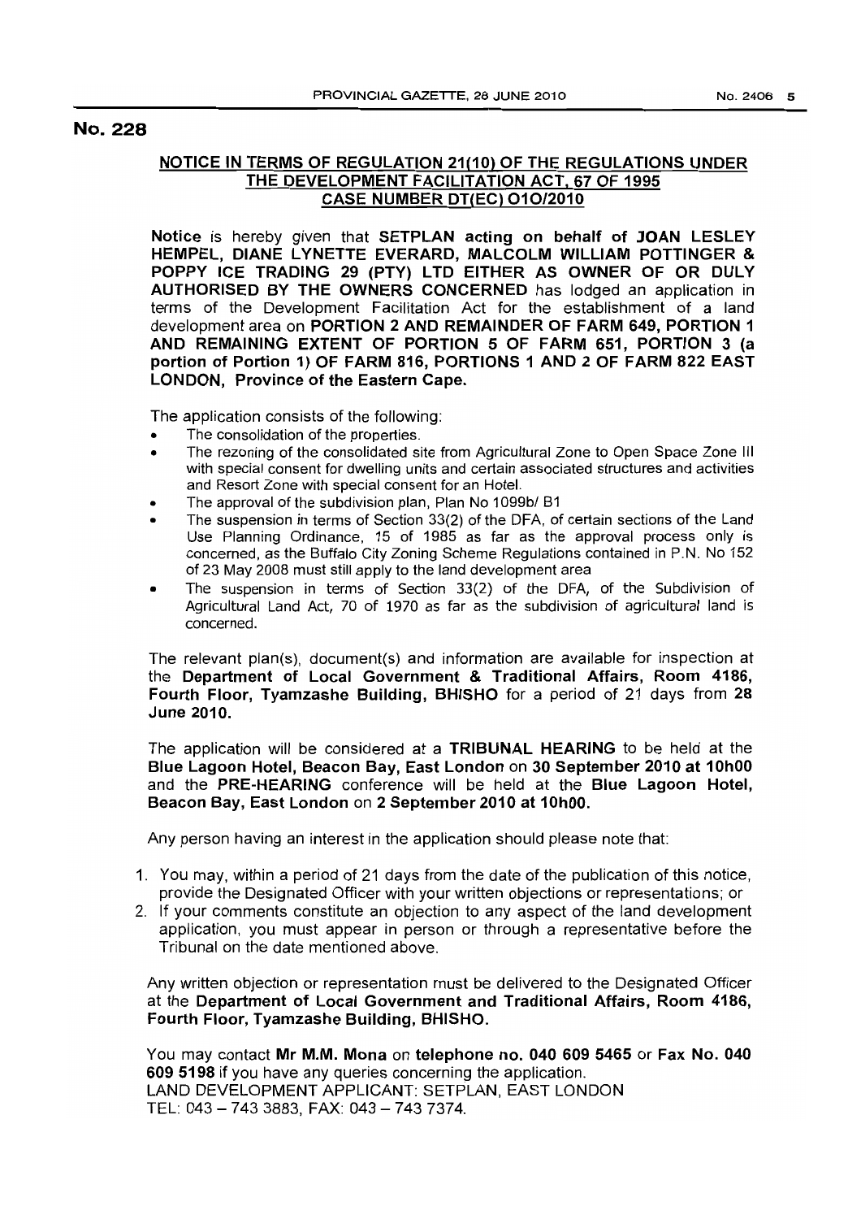## No. 228

**NOTICE IN TERMS OF REGULATION 21(10) OF THE REGULATIONS UNDER THE DEVELOPMENT FACILITATION ACT, 67 OF 1995 CASE NUMBER DT(EC) O1O/2010**

**Notice** is hereby given that **SETPLAN acting on behalf of JOAN LESLEY HEMPEL, DIANE LYNETTE EVERARD, MALCOLM WILLIAM POTTINGER & POPPY ICE TRADING 29 (PTY) LTD EITHER AS OWNER OF OR DULY AUTHORISED BY THE OWNERS CONCERNED** has lodged an application in terms of the Development Facilitation Act for the establishment of a land development area on **PORTION 2 AND REMAINDER OF FARM 649, PORTION 1 AND REMAINING EXTENT OF PORTION 5 OF FARM 651, PORTION 3 (a portion of Portion 1) OF FARM 816, PORTIONS 1 AND 2 OF FARM 822 EAST LONDON, Province of the Eastern Cape.**

The application consists of the following:

- The consolidation of the properties.
- The rezoning of the consolidated site from Agricultural Zone to Open Space Zone III with special consent for dwelling units and certain associated structures and activities and Resort Zone with special consent for an Hotel.
- The approval of the subdivision plan, Plan No 1099b/ B1
- The suspension in terms of Section 33(2) of the DFA, of certain sections of the Land Use Planning Ordinance, 15 of 1985 as far as the approval process only is concerned, as the Buffalo City Zoning Scheme Regulations contained in P.N. No 152 of 23 May 2008 must still apply to the land development area
- The suspension in terms of Section 33(2) of the DFA, of the Subdivision of Agricultural Land Act, 70 of 1970 as far as the subdivision of agricultural land is concerned.

The relevant plan(s), document(s) and information are available for inspection at the **Department of Local Government & Traditional Affairs, Room 4186, Fourth Floor, Tyamzashe Building, BHISHO** for a period of 21 days from **28 June 2010.**

The application will be considered at a **TRIBUNAL HEARING** to be held at the **Blue Lagoon Hotel, Beacon Bay, East London** on **30 September 2010 at 10h00** and the **PRE-HEARING** conference will be held at the **Blue Lagoon Hotel, Beacon Bay, East London** on **2 September 2010 at 10h00.**

Any person having an interest in the application should please note that:

1. You may, within a period of 21 days from the date of the publication of this notice, provide the Designated Officer with your written objections or representations; or
2. If your comments constitute an objection to any aspect of the land development application, you must appear in person or through a representative before the Tribunal on the date mentioned above.

Any written objection or representation must be delivered to the Designated Officer at the **Department of Local Government and Traditional Affairs, Room 4186, Fourth Floor, Tyamzashe Building, BHISHO.**

You may contact **Mr M.M. Mona** on **telephone no. 040 609 5465** or **Fax No. 040 609 5198** if you have any queries concerning the application.
LAND DEVELOPMENT APPLICANT: SETPLAN, EAST LONDON
TEL: 043 – 743 3883, FAX: 043 – 743 7374.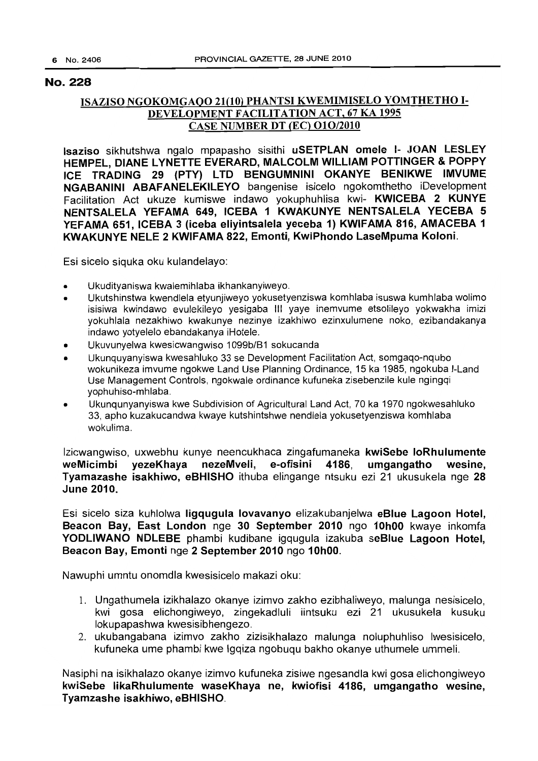## No. 228

### ISAZISO NGOKOMGAQO 21(10) PHANTSI KWEMIMISELO YOMTHETHO I-DEVELOPMENT FACILITATION ACT, 67 KA 1995 CASE NUMBER DT (EC) O1O/2010

**Isaziso** sikhutshwa ngalo mpapasho sisithi **uSETPLAN omele I- JOAN LESLEY HEMPEL, DIANE LYNETTE EVERARD, MALCOLM WILLIAM POTTINGER & POPPY ICE TRADING 29 (PTY) LTD BENGUMNINI OKANYE BENIKWE IMVUME NGABANINI ABAFANELEKILEYO** bangenise isicelo ngokomthetho iDevelopment Facilitation Act ukuze kumiswe indawo yokuphuhlisa kwi- **KWICEBA 2 KUNYE NENTSALELA YEFAMA 649, ICEBA 1 KWAKUNYE NENTSALELA YECEBA 5 YEFAMA 651, ICEBA 3 (iceba eliyintsalela yeceba 1) KWIFAMA 816, AMACEBA 1 KWAKUNYE NELE 2 KWIFAMA 822, Emonti, KwiPhondo LaseMpuma Koloni.**

Esi sicelo siquka oku kulandelayo:

- Ukudityaniswa kwalemihlaba ikhankanyiweyo.
- Ukutshinstwa kwendlela etyunjiweyo yokusetyenziswa komhlaba isuswa kumhlaba wolimo isisiwa kwindawo evulekileyo yesigaba III yaye inemvume etsolileyo yokwakha imizi yokuhlala nezakhiwo kwakunye nezinye izakhiwo ezinxulumene noko, ezibandakanya indawo yotyelelo ebandakanya iHotele.
- Ukuvunyelwa kwesicwangwiso 1099b/B1 sokucanda
- Ukunquyanyiswa kwesahluko 33 se Development Facilitation Act, somgaqo-nqubo wokunikeza imvume ngokwe Land Use Planning Ordinance, 15 ka 1985, ngokuba I-Land Use Management Controls, ngokwale ordinance kufuneka zisebenzile kule ngingqi yophuhiso-mhlaba.
- Ukunqunyanyiswa kwe Subdivision of Agricultural Land Act, 70 ka 1970 ngokwesahluko 33, apho kuzakucandwa kwaye kutshintshwe nendlela yokusetyenziswa komhlaba wokulima.

Izicwangwiso, uxwebhu kunye neencukhaca zingafumaneka **kwiSebe loRhulumente weMicimbi yezeKhaya nezeMveli, e-ofisini 4186, umgangatho wesine, Tyamazashe isakhiwo, eBHISHO** ithuba elingange ntsuku ezi 21 ukusukela nge **28 June 2010.**

Esi sicelo siza kuhlolwa **ligqugula lovavanyo** elizakubanjelwa **eBlue Lagoon Hotel, Beacon Bay, East London** nge **30 September 2010** ngo **10h00** kwaye inkomfa **YODLIWANO NDLEBE** phambi kudibane igqugula izakuba **seBlue Lagoon Hotel, Beacon Bay, Emonti** nge **2 September 2010** ngo **10h00.**

Nawuphi umntu onomdla kwesisicelo makazi oku:

1. Ungathumela izikhalazo okanye izimvo zakho ezibhaliweyo, malunga nesisicelo, kwi gosa elichongiweyo, zingekadluli iintsuku ezi 21 ukusukela kusuku lokupapashwa kwesisibhengezo.
2. ukubangabana izimvo zakho zizisikhalazo malunga noluphuhliso lwesisicelo, kufuneka ume phambi kwe Igqiza ngobuqu bakho okanye uthumele ummeli.

Nasiphi na isikhalazo okanye izimvo kufuneka zisiwe ngesandla kwi gosa elichongiweyo **kwiSebe likaRhulumente waseKhaya ne, kwiofisi 4186, umgangatho wesine, Tyamzashe isakhiwo, eBHISHO.**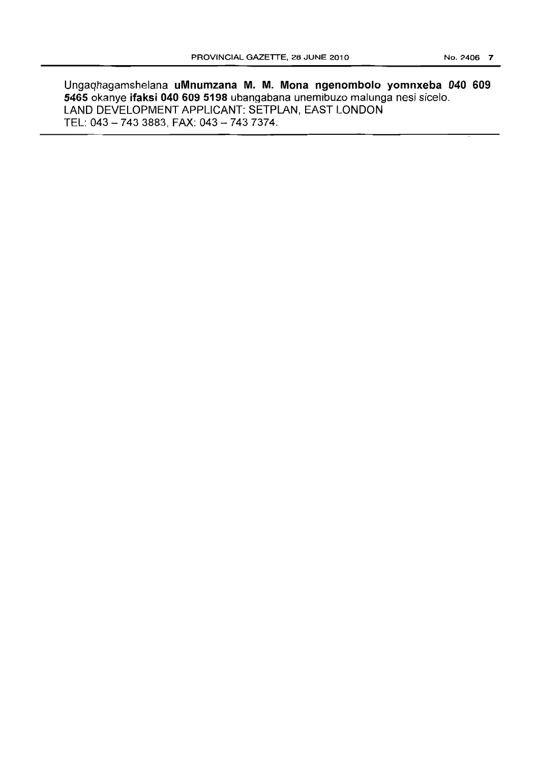Ungaqhagamshelana **uMnumzana M. M. Mona ngenombolo yomnxeba 040 609 5465** okanye **ifaksi 040 609 5198** ubangabana unemibuzo malunga nesi sicelo.
LAND DEVELOPMENT APPLICANT: SETPLAN, EAST LONDON
TEL: 043 – 743 3883, FAX: 043 – 743 7374.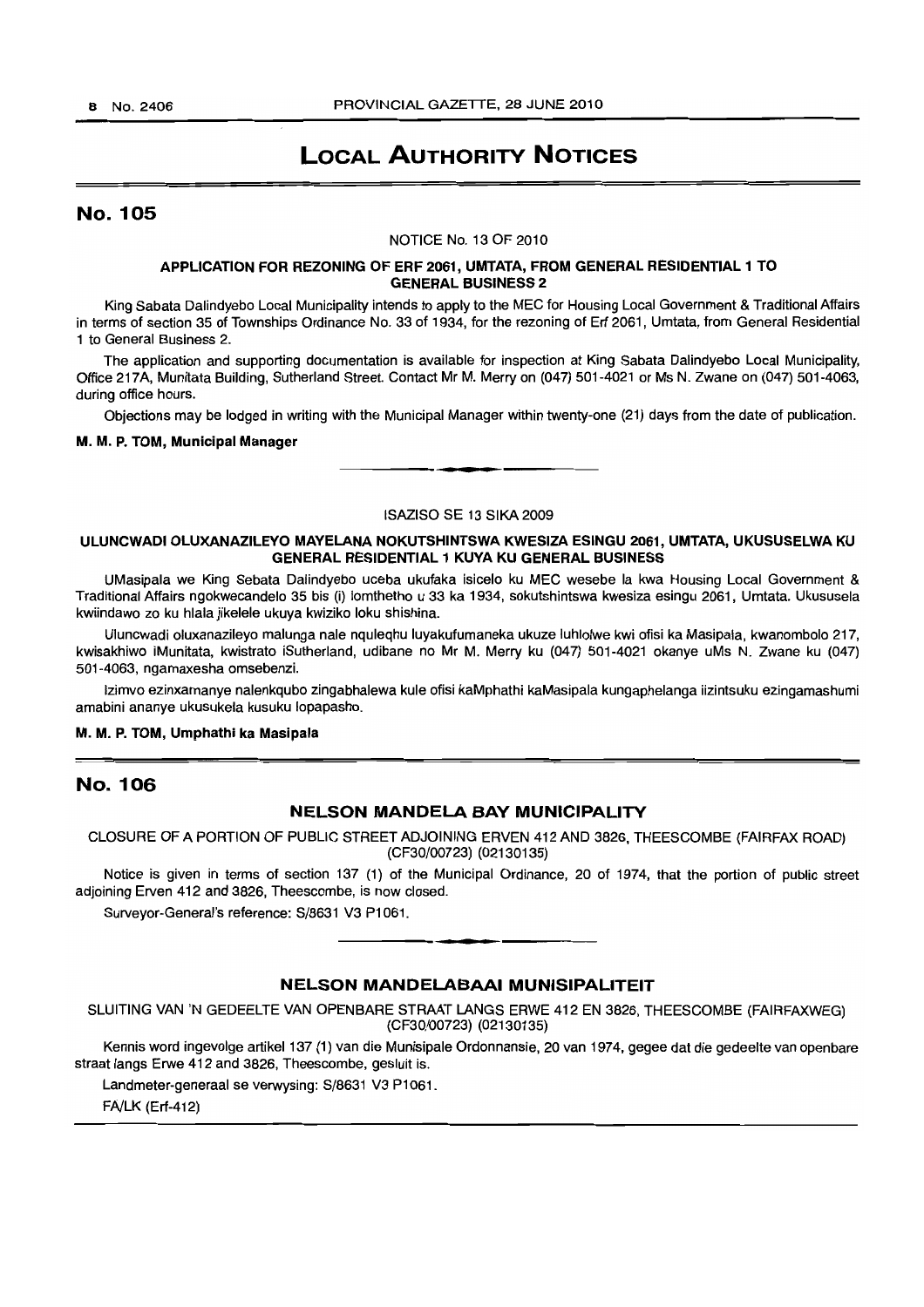# LOCAL AUTHORITY NOTICES

## No. 105

NOTICE No. 13 OF 2010

**APPLICATION FOR REZONING OF ERF 2061, UMTATA, FROM GENERAL RESIDENTIAL 1 TO GENERAL BUSINESS 2**

King Sabata Dalindyebo Local Municipality intends to apply to the MEC for Housing Local Government & Traditional Affairs in terms of section 35 of Townships Ordinance No. 33 of 1934, for the rezoning of Erf 2061, Umtata, from General Residential 1 to General Business 2.

The application and supporting documentation is available for inspection at King Sabata Dalindyebo Local Municipality, Office 217A, Munitata Building, Sutherland Street. Contact Mr M. Merry on (047) 501-4021 or Ms N. Zwane on (047) 501-4063, during office hours.

Objections may be lodged in writing with the Municipal Manager within twenty-one (21) days from the date of publication.

**M. M. P. TOM, Municipal Manager**

---

ISAZISO SE 13 SIKA 2009

**ULUNCWADI OLUXANAZILEYO MAYELANA NOKUTSHINTSWA KWESIZA ESINGU 2061, UMTATA, UKUSUSELWA KU GENERAL RESIDENTIAL 1 KUYA KU GENERAL BUSINESS**

UMasipala we King Sebata Dalindyebo uceba ukufaka isicelo ku MEC wesebe la kwa Housing Local Government & Traditional Affairs ngokwecandelo 35 bis (i) lomthetho u 33 ka 1934, sokutshintswa kwesiza esingu 2061, Umtata. Ukususela kwiindawo zo ku hlala jikelele ukuya kwiziko loku shishina.

Uluncwadi oluxanazileyo malunga nale nquleqhu luyakufumaneka ukuze luhlolwe kwi ofisi ka Masipala, kwanombolo 217, kwisakhiwo iMunitata, kwistrato iSutherland, udibane no Mr M. Merry ku (047) 501-4021 okanye uMs N. Zwane ku (047) 501-4063, ngamaxesha omsebenzi.

Izimvo ezinxamanye nalenkqubo zingabhalewa kule ofisi kaMphathi kaMasipala kungaphelanga iizintsuku ezingamashumi amabini ananye ukusukela kusuku lopapasho.

**M. M. P. TOM, Umphathi ka Masipala**

## No. 106

### NELSON MANDELA BAY MUNICIPALITY

CLOSURE OF A PORTION OF PUBLIC STREET ADJOINING ERVEN 412 AND 3826, THEESCOMBE (FAIRFAX ROAD) (CF30/00723) (02130135)

Notice is given in terms of section 137 (1) of the Municipal Ordinance, 20 of 1974, that the portion of public street adjoining Erven 412 and 3826, Theescombe, is now closed.

Surveyor-General's reference: S/8631 V3 P1061.

---

### NELSON MANDELABAAI MUNISIPALITEIT

SLUITING VAN 'N GEDEELTE VAN OPENBARE STRAAT LANGS ERWE 412 EN 3826, THEESCOMBE (FAIRFAXWEG) (CF30/00723) (02130135)

Kennis word ingevolge artikel 137 (1) van die Munisipale Ordonnansie, 20 van 1974, gegee dat die gedeelte van openbare straat langs Erwe 412 and 3826, Theescombe, gesluit is.

Landmeter-generaal se verwysing: S/8631 V3 P1061.

FA/LK (Erf-412)